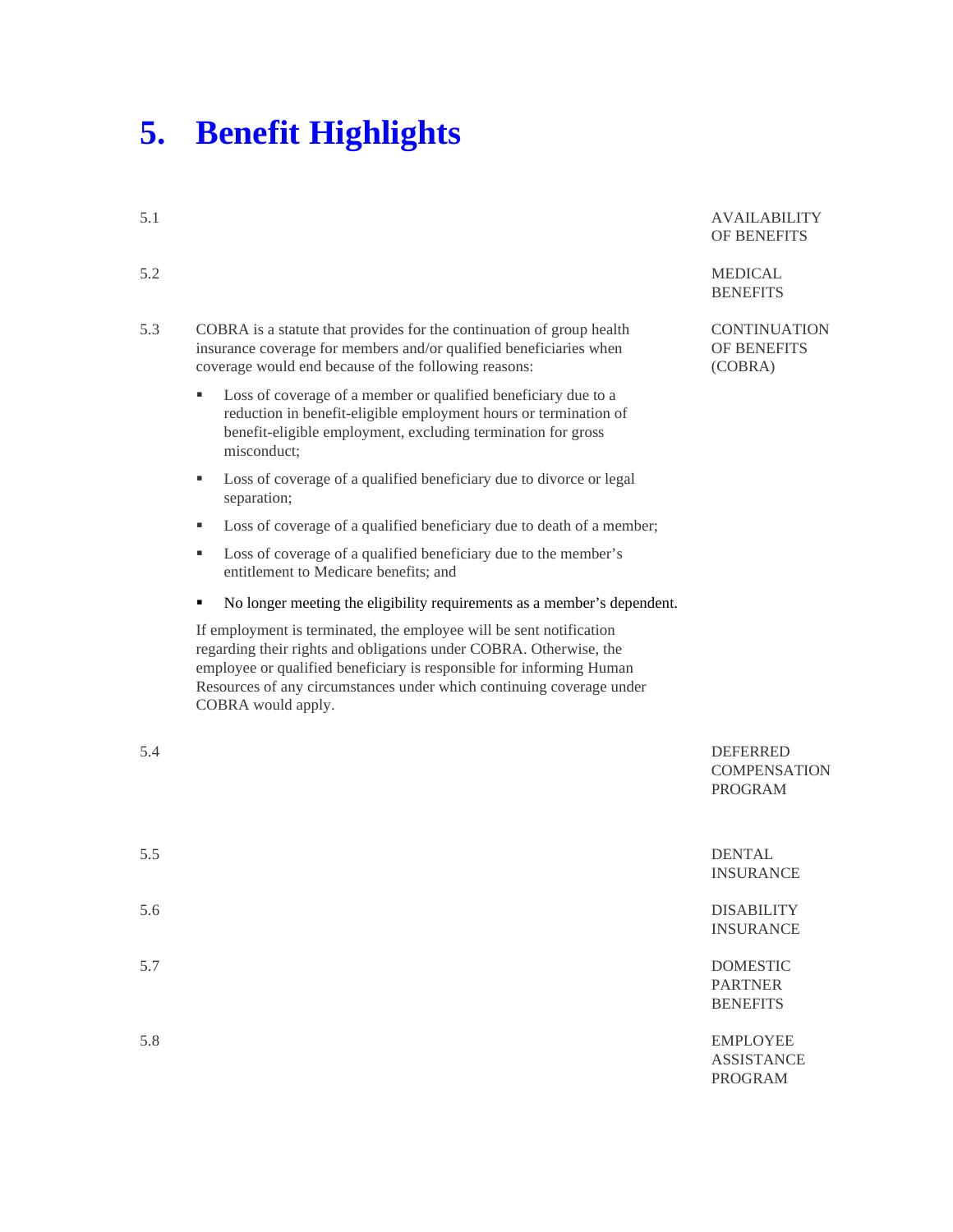# 5. Benefit Highlights

5.1 AVAILABILITY OF BENEFITS

5.2 MEDICAL BENEFITS

5.3 CONTINUATION OF BENEFITS (COBRA)

COBRA is a statute that provides for the continuation of group health insurance coverage for members and/or qualified beneficiaries when coverage would end because of the following reasons:

- Loss of coverage of a member or qualified beneficiary due to a reduction in benefit-eligible employment hours or termination of benefit-eligible employment, excluding termination for gross misconduct;
- Loss of coverage of a qualified beneficiary due to divorce or legal separation;
- Loss of coverage of a qualified beneficiary due to death of a member;
- Loss of coverage of a qualified beneficiary due to the member's entitlement to Medicare benefits; and
- No longer meeting the eligibility requirements as a member's dependent.

If employment is terminated, the employee will be sent notification regarding their rights and obligations under COBRA. Otherwise, the employee or qualified beneficiary is responsible for informing Human Resources of any circumstances under which continuing coverage under COBRA would apply.

5.4 DEFERRED COMPENSATION PROGRAM

5.5 DENTAL INSURANCE

5.6 DISABILITY INSURANCE

5.7 DOMESTIC PARTNER BENEFITS

5.8 EMPLOYEE ASSISTANCE PROGRAM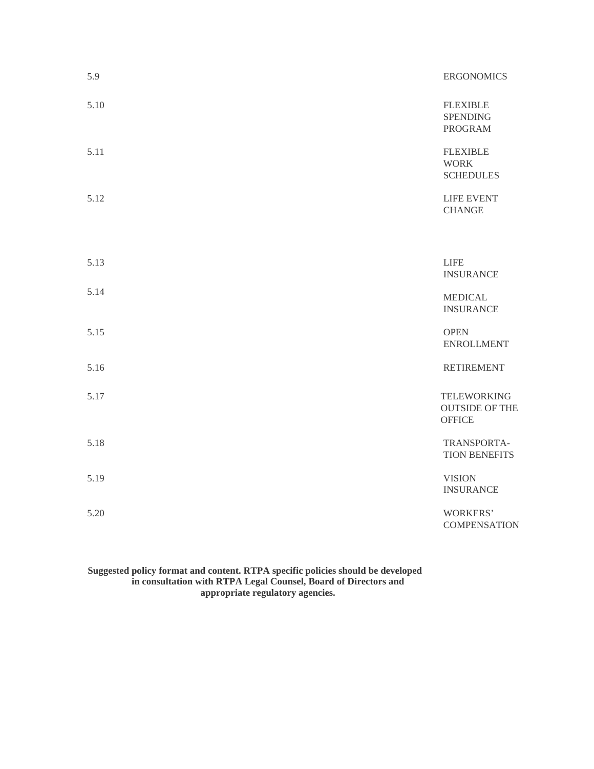| | |
|---|---|
| 5.9 | ERGONOMICS |
| 5.10 | FLEXIBLE SPENDING PROGRAM |
| 5.11 | FLEXIBLE WORK SCHEDULES |
| 5.12 | LIFE EVENT CHANGE |
| 5.13 | LIFE INSURANCE |
| 5.14 | MEDICAL INSURANCE |
| 5.15 | OPEN ENROLLMENT |
| 5.16 | RETIREMENT |
| 5.17 | TELEWORKING OUTSIDE OF THE OFFICE |
| 5.18 | TRANSPORTA-TION BENEFITS |
| 5.19 | VISION INSURANCE |
| 5.20 | WORKERS' COMPENSATION |

**Suggested policy format and content. RTPA specific policies should be developed in consultation with RTPA Legal Counsel, Board of Directors and appropriate regulatory agencies.**